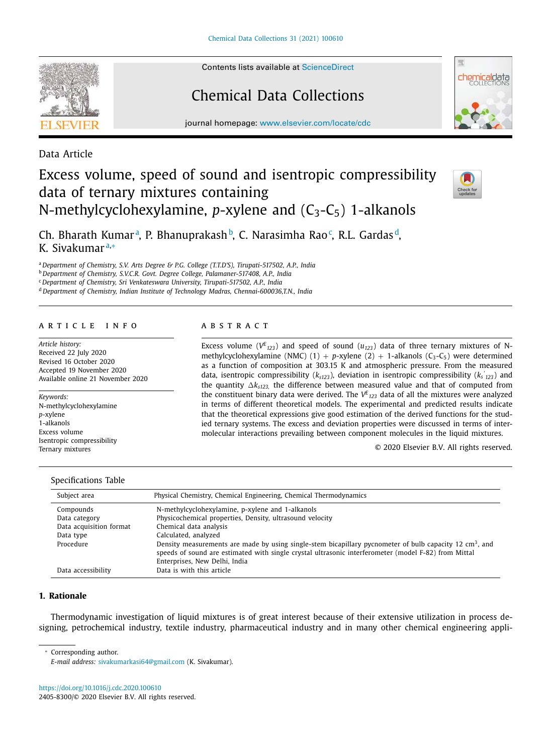Contents lists available at ScienceDirect

# Chemical Data Collections

journal homepage: www.elsevier.com/locate/cdc

Data Article

# Excess volume, speed of sound and isentropic compressibility data of ternary mixtures containing N-methylcyclohexylamine, *p*-xylene and ($C_3$-$C_5$) 1-alkanols

Ch. Bharath Kumar[a], P. Bhanuprakash[b], C. Narasimha Rao[c], R.L. Gardas[d], K. Sivakumar[a,*]

[a] Department of Chemistry, S.V. Arts Degree & P.G. College (T.T.D'S), Tirupati-517502, A.P., India
[b] Department of Chemistry, S.V.C.R. Govt. Degree College, Palamaner-517408, A.P., India
[c] Department of Chemistry, Sri Venkateswara University, Tirupati-517502, A.P., India
[d] Department of Chemistry, Indian Institute of Technology Madras, Chennai-600036,T.N., India

## ARTICLE INFO

*Article history:*
Received 22 July 2020
Revised 16 October 2020
Accepted 19 November 2020
Available online 21 November 2020

*Keywords:*
N-methylcyclohexylamine
p-xylene
1-alkanols
Excess volume
Isentropic compressibility
Ternary mixtures

## ABSTRACT

Excess volume ($V^E_{123}$) and speed of sound ($u_{123}$) data of three ternary mixtures of N-methylcyclohexylamine (NMC) (1) + *p*-xylene (2) + 1-alkanols ($C_3$-$C_5$) were determined as a function of composition at 303.15 K and atmospheric pressure. From the measured data, isentropic compressibility ($k_{s123}$), deviation in isentropic compressibility ($k_s{'}_{123}$) and the quantity $\Delta k_{s123,}$ the difference between measured value and that of computed from the constituent binary data were derived. The $V^E_{123}$ data of all the mixtures were analyzed in terms of different theoretical models. The experimental and predicted results indicate that the theoretical expressions give good estimation of the derived functions for the studied ternary systems. The excess and deviation properties were discussed in terms of intermolecular interactions prevailing between component molecules in the liquid mixtures.

© 2020 Elsevier B.V. All rights reserved.

### Specifications Table

| Subject area | Physical Chemistry, Chemical Engineering, Chemical Thermodynamics |
| --- | --- |
| Compounds | N-methylcyclohexylamine, p-xylene and 1-alkanols |
| Data category | Physicochemical properties, Density, ultrasound velocity |
| Data acquisition format | Chemical data analysis |
| Data type | Calculated, analyzed |
| Procedure | Density measurements are made by using single-stem bicapillary pycnometer of bulb capacity 12 $cm^3$, and speeds of sound are estimated with single crystal ultrasonic interferometer (model F-82) from Mittal Enterprises, New Delhi, India |
| Data accessibility | Data is with this article |

## 1. Rationale

Thermodynamic investigation of liquid mixtures is of great interest because of their extensive utilization in process designing, petrochemical industry, textile industry, pharmaceutical industry and in many other chemical engineering appli-

* Corresponding author.
*E-mail address:* sivakumarkasi64@gmail.com (K. Sivakumar).

https://doi.org/10.1016/j.cdc.2020.100610
2405-8300/© 2020 Elsevier B.V. All rights reserved.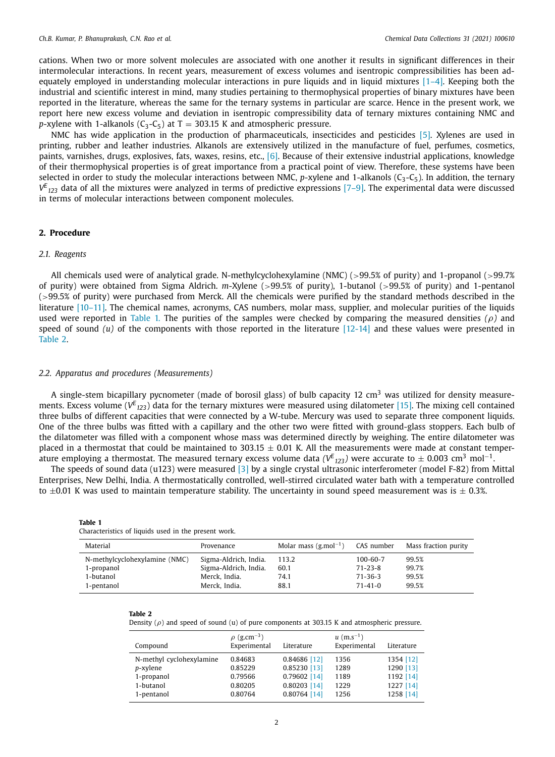cations. When two or more solvent molecules are associated with one another it results in significant differences in their intermolecular interactions. In recent years, measurement of excess volumes and isentropic compressibilities has been adequately employed in understanding molecular interactions in pure liquids and in liquid mixtures [1–4]. Keeping both the industrial and scientific interest in mind, many studies pertaining to thermophysical properties of binary mixtures have been reported in the literature, whereas the same for the ternary systems in particular are scarce. Hence in the present work, we report here new excess volume and deviation in isentropic compressibility data of ternary mixtures containing NMC and *p*-xylene with 1-alkanols ($C_3$-$C_5$) at T = 303.15 K and atmospheric pressure.

NMC has wide application in the production of pharmaceuticals, insecticides and pesticides [5]. Xylenes are used in printing, rubber and leather industries. Alkanols are extensively utilized in the manufacture of fuel, perfumes, cosmetics, paints, varnishes, drugs, explosives, fats, waxes, resins, etc., [6]. Because of their extensive industrial applications, knowledge of their thermophysical properties is of great importance from a practical point of view. Therefore, these systems have been selected in order to study the molecular interactions between NMC, *p*-xylene and 1-alkanols ($C_3$-$C_5$). In addition, the ternary $V^E_{123}$ data of all the mixtures were analyzed in terms of predictive expressions [7–9]. The experimental data were discussed in terms of molecular interactions between component molecules.

## 2. Procedure

### 2.1. Reagents

All chemicals used were of analytical grade. N-methylcyclohexylamine (NMC) (>99.5% of purity) and 1-propanol (>99.7% of purity) were obtained from Sigma Aldrich. *m*-Xylene (>99.5% of purity), 1-butanol (>99.5% of purity) and 1-pentanol (>99.5% of purity) were purchased from Merck. All the chemicals were purified by the standard methods described in the literature [10–11]. The chemical names, acronyms, CAS numbers, molar mass, supplier, and molecular purities of the liquids used were reported in Table 1. The purities of the samples were checked by comparing the measured densities *(ρ)* and speed of sound *(u)* of the components with those reported in the literature [12-14] and these values were presented in Table 2.

### 2.2. Apparatus and procedures (Measurements)

A single-stem bicapillary pycnometer (made of borosil glass) of bulb capacity 12 $cm^3$ was utilized for density measurements. Excess volume ($V^E_{123}$) data for the ternary mixtures were measured using dilatometer [15]. The mixing cell contained three bulbs of different capacities that were connected by a W-tube. Mercury was used to separate three component liquids. One of the three bulbs was fitted with a capillary and the other two were fitted with ground-glass stoppers. Each bulb of the dilatometer was filled with a component whose mass was determined directly by weighing. The entire dilatometer was placed in a thermostat that could be maintained to 303.15 ± 0.01 K. All the measurements were made at constant temperature employing a thermostat. The measured ternary excess volume data ($V^E_{123}$) were accurate to ± 0.003 $cm^3$ $mol^{-1}$.

The speeds of sound data (u123) were measured [3] by a single crystal ultrasonic interferometer (model F-82) from Mittal Enterprises, New Delhi, India. A thermostatically controlled, well-stirred circulated water bath with a temperature controlled to ±0.01 K was used to maintain temperature stability. The uncertainty in sound speed measurement was is ± 0.3%.

**Table 1**
Characteristics of liquids used in the present work.

| Material | Provenance | Molar mass (g.mol$^{-1}$) | CAS number | Mass fraction purity |
|---|---|---|---|---|
| N-methylcyclohexylamine (NMC) | Sigma-Aldrich, India. | 113.2 | 100-60-7 | 99.5% |
| 1-propanol | Sigma-Aldrich, India. | 60.1 | 71-23-8 | 99.7% |
| 1-butanol | Merck, India. | 74.1 | 71-36-3 | 99.5% |
| 1-pentanol | Merck, India. | 88.1 | 71-41-0 | 99.5% |

**Table 2**
Density (ρ) and speed of sound (u) of pure components at 303.15 K and atmospheric pressure.

| Compound | ρ (g.cm$^{-3}$) Experimental | Literature | *u* (m.s$^{-1}$) Experimental | Literature |
|---|---|---|---|---|
| N-methyl cyclohexylamine | 0.84683 | 0.84686 [12] | 1356 | 1354 [12] |
| *p*-xylene | 0.85229 | 0.85230 [13] | 1289 | 1290 [13] |
| 1-propanol | 0.79566 | 0.79602 [14] | 1189 | 1192 [14] |
| 1-butanol | 0.80205 | 0.80203 [14] | 1229 | 1227 [14] |
| 1-pentanol | 0.80764 | 0.80764 [14] | 1256 | 1258 [14] |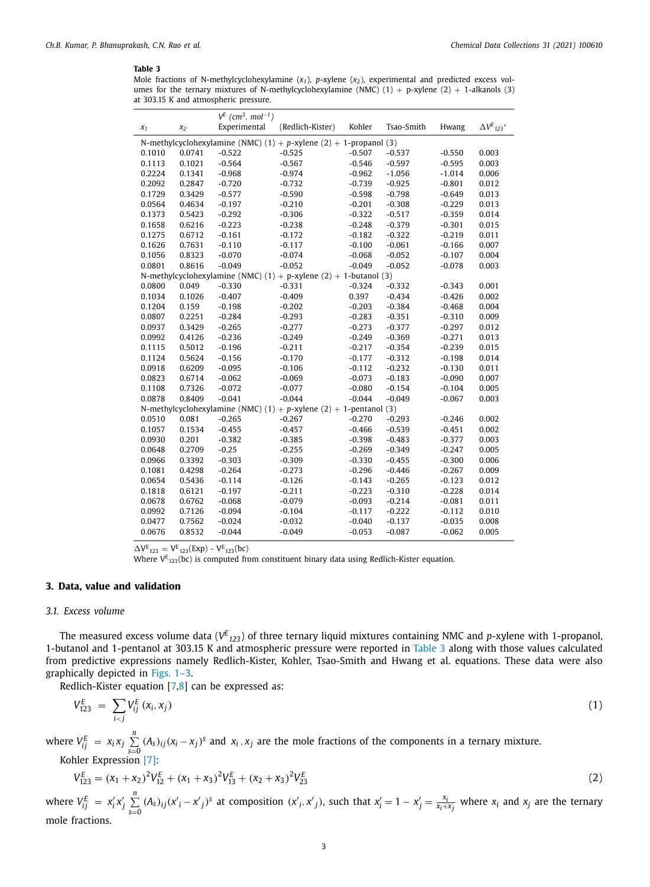**Table 3**

Mole fractions of N-methylcyclohexylamine ($x_1$), *p*-xylene ($x_2$), experimental and predicted excess volumes for the ternary mixtures of N-methylcyclohexylamine (NMC) (1) + p-xylene (2) + 1-alkanols (3) at 303.15 K and atmospheric pressure.

| $x_1$ | $x_2$ | $V^E$ ($cm^3 \cdot mol^{-1}$) Experimental | (Redlich-Kister) | Kohler | Tsao-Smith | Hwang | $\Delta V^E{}_{123}$* |
|---|---|---|---|---|---|---|---|
| N-methylcyclohexylamine (NMC) (1) + *p*-xylene (2) + 1-propanol (3) | | | | | | | |
| 0.1010 | 0.0741 | -0.522 | -0.525 | -0.507 | -0.537 | -0.550 | 0.003 |
| 0.1113 | 0.1021 | -0.564 | -0.567 | -0.546 | -0.597 | -0.595 | 0.003 |
| 0.2224 | 0.1341 | -0.968 | -0.974 | -0.962 | -1.056 | -1.014 | 0.006 |
| 0.2092 | 0.2847 | -0.720 | -0.732 | -0.739 | -0.925 | -0.801 | 0.012 |
| 0.1729 | 0.3429 | -0.577 | -0.590 | -0.598 | -0.798 | -0.649 | 0.013 |
| 0.0564 | 0.4634 | -0.197 | -0.210 | -0.201 | -0.308 | -0.229 | 0.013 |
| 0.1373 | 0.5423 | -0.292 | -0.306 | -0.322 | -0.517 | -0.359 | 0.014 |
| 0.1658 | 0.6216 | -0.223 | -0.238 | -0.248 | -0.379 | -0.301 | 0.015 |
| 0.1275 | 0.6712 | -0.161 | -0.172 | -0.182 | -0.322 | -0.219 | 0.011 |
| 0.1626 | 0.7631 | -0.110 | -0.117 | -0.100 | -0.061 | -0.166 | 0.007 |
| 0.1056 | 0.8323 | -0.070 | -0.074 | -0.068 | -0.052 | -0.107 | 0.004 |
| 0.0801 | 0.8616 | -0.049 | -0.052 | -0.049 | -0.052 | -0.078 | 0.003 |
| N-methylcyclohexylamine (NMC) (1) + p-xylene (2) + 1-butanol (3) | | | | | | | |
| 0.0800 | 0.049 | -0.330 | -0.331 | -0.324 | -0.332 | -0.343 | 0.001 |
| 0.1034 | 0.1026 | -0.407 | -0.409 | 0.397 | -0.434 | -0.426 | 0.002 |
| 0.1204 | 0.159 | -0.198 | -0.202 | -0.203 | -0.384 | -0.468 | 0.004 |
| 0.0807 | 0.2251 | -0.284 | -0.293 | -0.283 | -0.351 | -0.310 | 0.009 |
| 0.0937 | 0.3429 | -0.265 | -0.277 | -0.273 | -0.377 | -0.297 | 0.012 |
| 0.0992 | 0.4126 | -0.236 | -0.249 | -0.249 | -0.369 | -0.271 | 0.013 |
| 0.1115 | 0.5012 | -0.196 | -0.211 | -0.217 | -0.354 | -0.239 | 0.015 |
| 0.1124 | 0.5624 | -0.156 | -0.170 | -0.177 | -0.312 | -0.198 | 0.014 |
| 0.0918 | 0.6209 | -0.095 | -0.106 | -0.112 | -0.232 | -0.130 | 0.011 |
| 0.0823 | 0.6714 | -0.062 | -0.069 | -0.073 | -0.183 | -0.090 | 0.007 |
| 0.1108 | 0.7326 | -0.072 | -0.077 | -0.080 | -0.154 | -0.104 | 0.005 |
| 0.0878 | 0.8409 | -0.041 | -0.044 | -0.044 | -0.049 | -0.067 | 0.003 |
| N-methylcyclohexylamine (NMC) (1) + *p*-xylene (2) + 1-pentanol (3) | | | | | | | |
| 0.0510 | 0.081 | -0.265 | -0.267 | -0.270 | -0.293 | -0.246 | 0.002 |
| 0.1057 | 0.1534 | -0.455 | -0.457 | -0.466 | -0.539 | -0.451 | 0.002 |
| 0.0930 | 0.201 | -0.382 | -0.385 | -0.398 | -0.483 | -0.377 | 0.003 |
| 0.0648 | 0.2709 | -0.25 | -0.255 | -0.269 | -0.349 | -0.247 | 0.005 |
| 0.0966 | 0.3392 | -0.303 | -0.309 | -0.330 | -0.455 | -0.300 | 0.006 |
| 0.1081 | 0.4298 | -0.264 | -0.273 | -0.296 | -0.446 | -0.267 | 0.009 |
| 0.0654 | 0.5436 | -0.114 | -0.126 | -0.143 | -0.265 | -0.123 | 0.012 |
| 0.1818 | 0.6121 | -0.197 | -0.211 | -0.223 | -0.310 | -0.228 | 0.014 |
| 0.0678 | 0.6762 | -0.068 | -0.079 | -0.093 | -0.214 | -0.081 | 0.011 |
| 0.0992 | 0.7126 | -0.094 | -0.104 | -0.117 | -0.222 | -0.112 | 0.010 |
| 0.0477 | 0.7562 | -0.024 | -0.032 | -0.040 | -0.137 | -0.035 | 0.008 |
| 0.0676 | 0.8532 | -0.044 | -0.049 | -0.053 | -0.087 | -0.062 | 0.005 |

$\Delta V^E{}_{123} = V^E{}_{123}(\text{Exp}) - V^E{}_{123}(\text{bc})$

Where $V^E{}_{123}(\text{bc})$ is computed from constituent binary data using Redlich-Kister equation.

## 3. Data, value and validation

### 3.1. Excess volume

The measured excess volume data ($V^E{}_{123}$) of three ternary liquid mixtures containing NMC and *p*-xylene with 1-propanol, 1-butanol and 1-pentanol at 303.15 K and atmospheric pressure were reported in Table 3 along with those values calculated from predictive expressions namely Redlich-Kister, Kohler, Tsao-Smith and Hwang et al. equations. These data were also graphically depicted in Figs. 1–3.

Redlich-Kister equation [7,8] can be expressed as:

$$V^E_{123} = \sum_{i<j} V^E_{ij}\,(x_i, x_j) \tag{1}$$

where $V^E_{ij} = x_i x_j \sum_{s=0}^{n} (A_s)_{ij}(x_i - x_j)^s$ and $x_i, x_j$ are the mole fractions of the components in a ternary mixture.

Kohler Expression [7]:

$$V^E_{123} = (x_1 + x_2)^2 V^E_{12} + (x_1 + x_3)^2 V^E_{13} + (x_2 + x_3)^2 V^E_{23} \tag{2}$$

where $V^E_{ij} = x'_i x'_j \sum_{s=0}^{n} (A_s)_{ij}(x'_i - x'_j)^s$ at composition $(x'_i, x'_j)$, such that $x'_i = 1 - x'_j = \frac{x_i}{x_i + x_j}$ where $x_i$ and $x_j$ are the ternary mole fractions.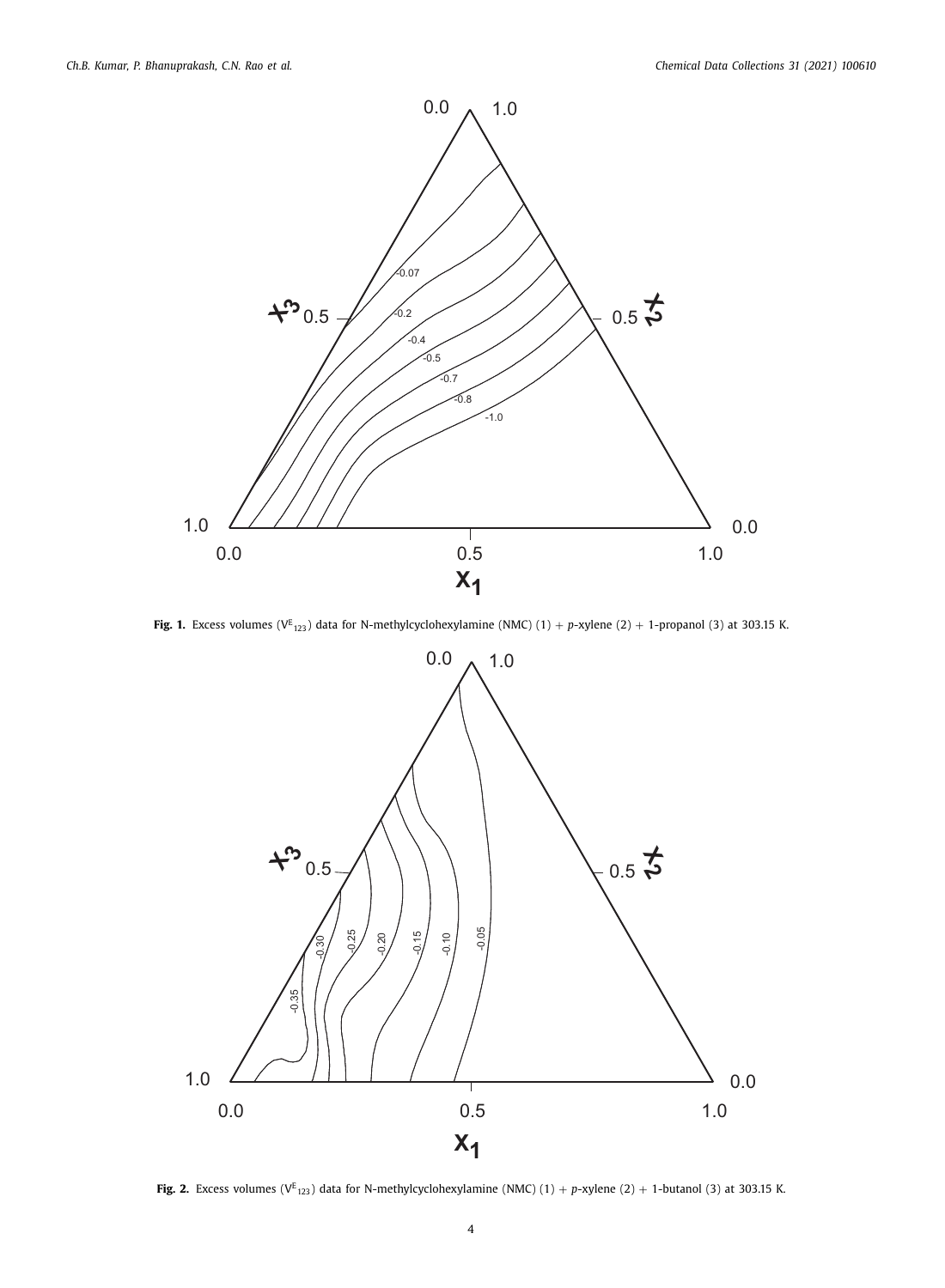**Fig. 1.** Excess volumes ($V^E_{123}$) data for N-methylcyclohexylamine (NMC) (1) + *p*-xylene (2) + 1-propanol (3) at 303.15 K.

**Fig. 2.** Excess volumes ($V^E_{123}$) data for N-methylcyclohexylamine (NMC) (1) + *p*-xylene (2) + 1-butanol (3) at 303.15 K.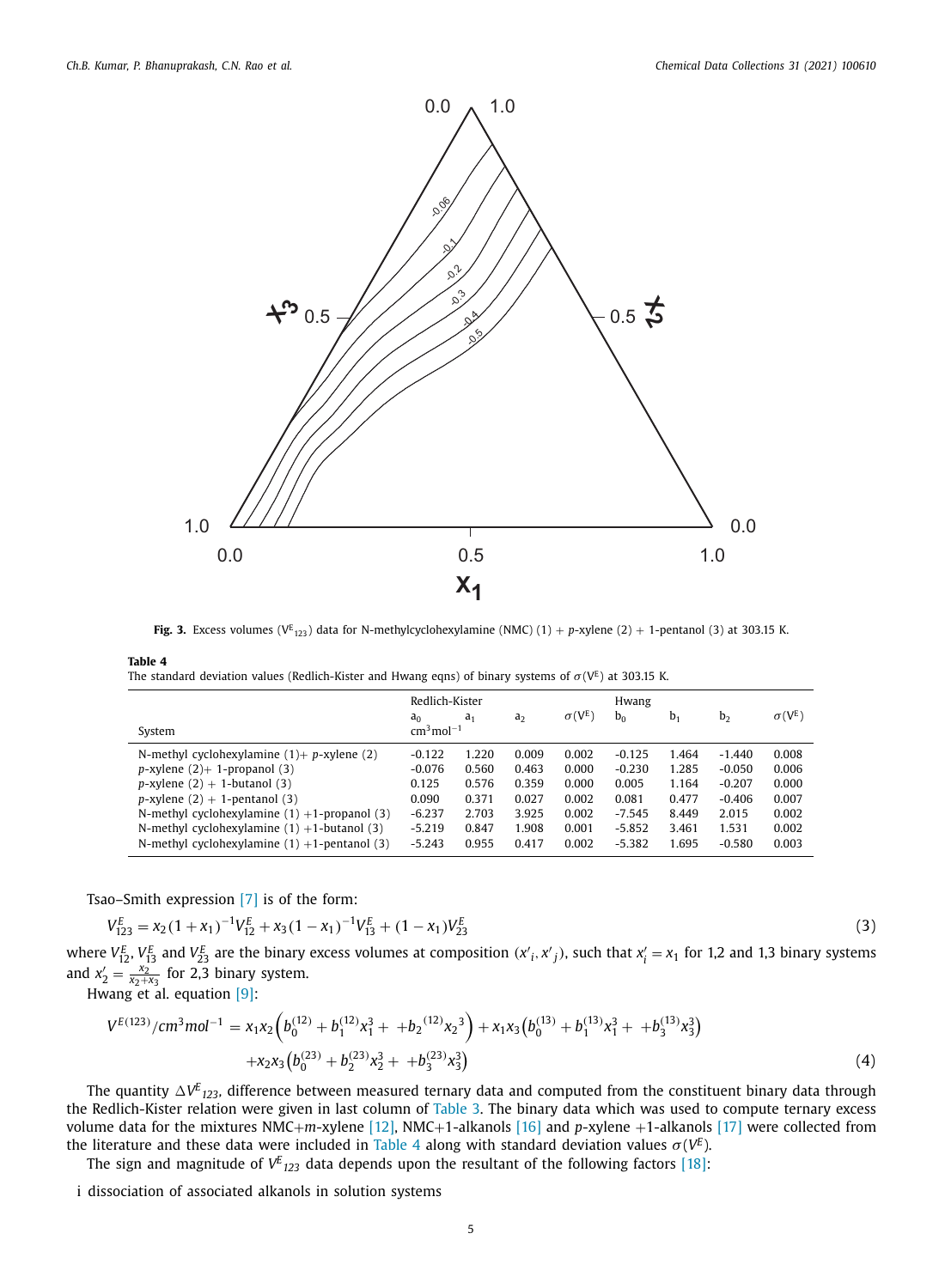**Fig. 3.** Excess volumes ($V^E_{123}$) data for N-methylcyclohexylamine (NMC) (1) + *p*-xylene (2) + 1-pentanol (3) at 303.15 K.

**Table 4**
The standard deviation values (Redlich-Kister and Hwang eqns) of binary systems of $\sigma(V^E)$ at 303.15 K.

| System | Redlich-Kister $a_0$ $cm^3mol^{-1}$ | $a_1$ | $a_2$ | $\sigma(V^E)$ | Hwang $b_0$ | $b_1$ | $b_2$ | $\sigma(V^E)$ |
|---|---|---|---|---|---|---|---|---|
| N-methyl cyclohexylamine (1)+ *p*-xylene (2) | -0.122 | 1.220 | 0.009 | 0.002 | -0.125 | 1.464 | -1.440 | 0.008 |
| *p*-xylene (2)+ 1-propanol (3) | -0.076 | 0.560 | 0.463 | 0.000 | -0.230 | 1.285 | -0.050 | 0.006 |
| *p*-xylene (2) + 1-butanol (3) | 0.125 | 0.576 | 0.359 | 0.000 | 0.005 | 1.164 | -0.207 | 0.000 |
| *p*-xylene (2) + 1-pentanol (3) | 0.090 | 0.371 | 0.027 | 0.002 | 0.081 | 0.477 | -0.406 | 0.007 |
| N-methyl cyclohexylamine (1) +1-propanol (3) | -6.237 | 2.703 | 3.925 | 0.002 | -7.545 | 8.449 | 2.015 | 0.002 |
| N-methyl cyclohexylamine (1) +1-butanol (3) | -5.219 | 0.847 | 1.908 | 0.001 | -5.852 | 3.461 | 1.531 | 0.002 |
| N-methyl cyclohexylamine (1) +1-pentanol (3) | -5.243 | 0.955 | 0.417 | 0.002 | -5.382 | 1.695 | -0.580 | 0.003 |

Tsao–Smith expression [7] is of the form:

$$V^E_{123} = x_2(1+x_1)^{-1}V^E_{12} + x_3(1-x_1)^{-1}V^E_{13} + (1-x_1)V^E_{23} \tag{3}$$

where $V^E_{12}$, $V^E_{13}$ and $V^E_{23}$ are the binary excess volumes at composition $(x'_i, x'_j)$, such that $x'_i = x_1$ for 1,2 and 1,3 binary systems and $x'_2 = \frac{x_2}{x_2+x_3}$ for 2,3 binary system.

Hwang et al. equation [9]:

$$V^{E(123)}/cm^3mol^{-1} = x_1x_2\left(b_0^{(12)} + b_1^{(12)}x_1^3 + +b_2{}^{(12)}x_2{}^3\right) + x_1x_3\left(b_0^{(13)} + b_1^{(13)}x_1^3 + +b_3^{(13)}x_3^3\right)$$
$$+x_2x_3\left(b_0^{(23)} + b_2^{(23)}x_2^3 + +b_3^{(23)}x_3^3\right) \tag{4}$$

The quantity $\Delta V^E_{123}$, difference between measured ternary data and computed from the constituent binary data through the Redlich-Kister relation were given in last column of Table 3. The binary data which was used to compute ternary excess volume data for the mixtures NMC+*m*-xylene [12], NMC+1-alkanols [16] and *p*-xylene +1-alkanols [17] were collected from the literature and these data were included in Table 4 along with standard deviation values $\sigma(V^E)$.

The sign and magnitude of $V^E_{123}$ data depends upon the resultant of the following factors [18]:

i dissociation of associated alkanols in solution systems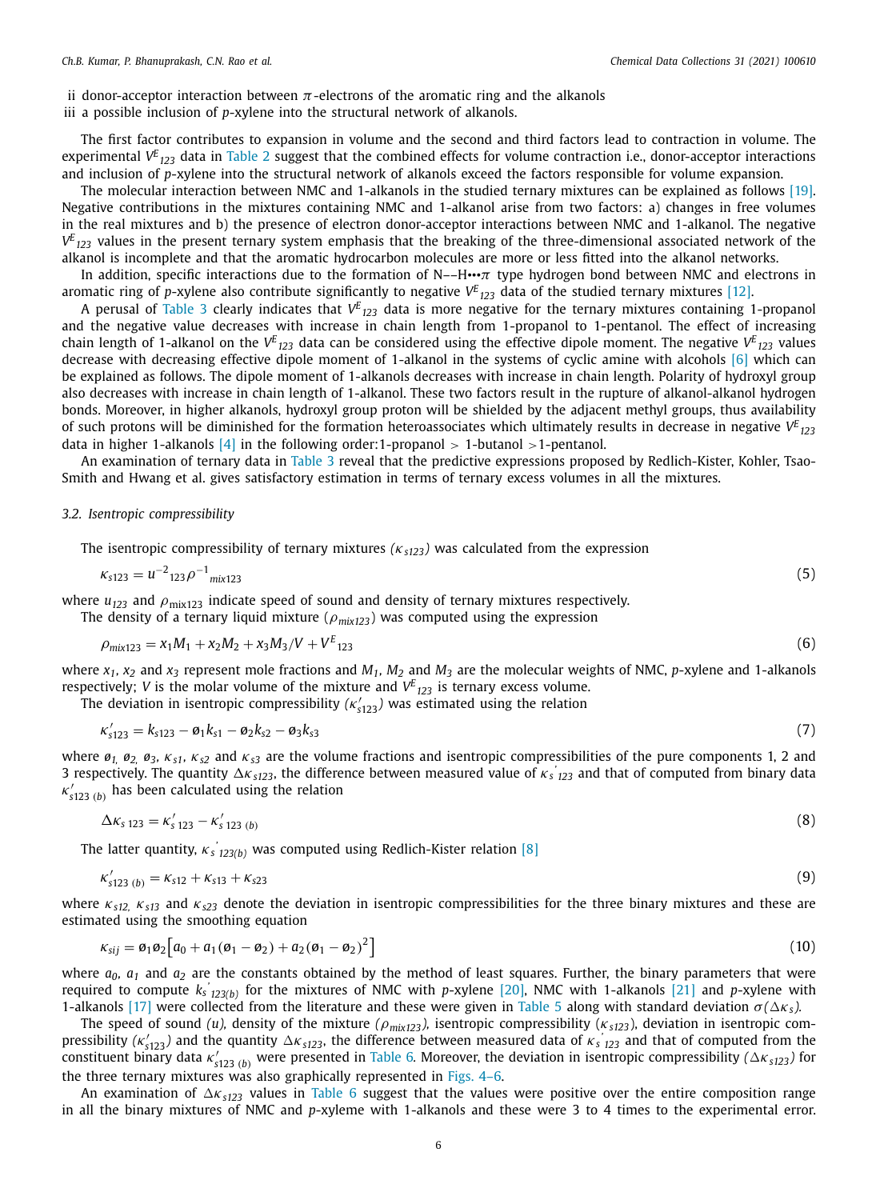ii donor-acceptor interaction between $\pi$-electrons of the aromatic ring and the alkanols
iii a possible inclusion of *p*-xylene into the structural network of alkanols.

The first factor contributes to expansion in volume and the second and third factors lead to contraction in volume. The experimental $V^E_{123}$ data in Table 2 suggest that the combined effects for volume contraction i.e., donor-acceptor interactions and inclusion of *p*-xylene into the structural network of alkanols exceed the factors responsible for volume expansion.

The molecular interaction between NMC and 1-alkanols in the studied ternary mixtures can be explained as follows [19]. Negative contributions in the mixtures containing NMC and 1-alkanol arise from two factors: a) changes in free volumes in the real mixtures and b) the presence of electron donor-acceptor interactions between NMC and 1-alkanol. The negative $V^E_{123}$ values in the present ternary system emphasis that the breaking of the three-dimensional associated network of the alkanol is incomplete and that the aromatic hydrocarbon molecules are more or less fitted into the alkanol networks.

In addition, specific interactions due to the formation of N––H•••$\pi$ type hydrogen bond between NMC and electrons in aromatic ring of *p*-xylene also contribute significantly to negative $V^E_{123}$ data of the studied ternary mixtures [12].

A perusal of Table 3 clearly indicates that $V^E_{123}$ data is more negative for the ternary mixtures containing 1-propanol and the negative value decreases with increase in chain length from 1-propanol to 1-pentanol. The effect of increasing chain length of 1-alkanol on the $V^E_{123}$ data can be considered using the effective dipole moment. The negative $V^E_{123}$ values decrease with decreasing effective dipole moment of 1-alkanol in the systems of cyclic amine with alcohols [6] which can be explained as follows. The dipole moment of 1-alkanols decreases with increase in chain length. Polarity of hydroxyl group also decreases with increase in chain length of 1-alkanol. These two factors result in the rupture of alkanol-alkanol hydrogen bonds. Moreover, in higher alkanols, hydroxyl group proton will be shielded by the adjacent methyl groups, thus availability of such protons will be diminished for the formation heteroassociates which ultimately results in decrease in negative $V^E_{123}$ data in higher 1-alkanols [4] in the following order:1-propanol > 1-butanol >1-pentanol.

An examination of ternary data in Table 3 reveal that the predictive expressions proposed by Redlich-Kister, Kohler, Tsao-Smith and Hwang et al. gives satisfactory estimation in terms of ternary excess volumes in all the mixtures.

### 3.2. Isentropic compressibility

The isentropic compressibility of ternary mixtures $(\kappa_{s123})$ was calculated from the expression

$$\kappa_{s123} = u^{-2}{}_{123}\rho^{-1}{}_{mix123} \tag{5}$$

where $u_{123}$ and $\rho_{\text{mix}123}$ indicate speed of sound and density of ternary mixtures respectively.

The density of a ternary liquid mixture $(\rho_{mix123})$ was computed using the expression

$$\rho_{mix123} = x_1M_1 + x_2M_2 + x_3M_3/V + V^E{}_{123} \tag{6}$$

where $x_1$, $x_2$ and $x_3$ represent mole fractions and $M_1$, $M_2$ and $M_3$ are the molecular weights of NMC, *p*-xylene and 1-alkanols respectively; $V$ is the molar volume of the mixture and $V^E{}_{123}$ is ternary excess volume.

The deviation in isentropic compressibility $(\kappa'_{s123})$ was estimated using the relation

$$\kappa'_{s123} = k_{s123} - \o_1k_{s1} - \o_2k_{s2} - \o_3k_{s3} \tag{7}$$

where $\o_1$, $\o_2$, $\o_3$, $\kappa_{s1}$, $\kappa_{s2}$ and $\kappa_{s3}$ are the volume fractions and isentropic compressibilities of the pure components 1, 2 and 3 respectively. The quantity $\Delta\kappa_{s123}$, the difference between measured value of $\kappa_s{}'_{123}$ and that of computed from binary data $\kappa'_{s123\ (b)}$ has been calculated using the relation

$$\Delta\kappa_{s\ 123} = \kappa'_{s\ 123} - \kappa'_{s\ 123\ (b)} \tag{8}$$

The latter quantity, $\kappa_s{}'_{123(b)}$ was computed using Redlich-Kister relation [8]

$$\kappa'_{s123\ (b)} = \kappa_{s12} + \kappa_{s13} + \kappa_{s23} \tag{9}$$

where $\kappa_{s12}$, $\kappa_{s13}$ and $\kappa_{s23}$ denote the deviation in isentropic compressibilities for the three binary mixtures and these are estimated using the smoothing equation

$$\kappa_{sij} = \o_1\o_2\left[a_0 + a_1(\o_1 - \o_2) + a_2(\o_1 - \o_2)^2\right] \tag{10}$$

where $a_0$, $a_1$ and $a_2$ are the constants obtained by the method of least squares. Further, the binary parameters that were required to compute $k_s{}'_{123(b)}$ for the mixtures of NMC with *p*-xylene [20], NMC with 1-alkanols [21] and *p*-xylene with 1-alkanols [17] were collected from the literature and these were given in Table 5 along with standard deviation $\sigma(\Delta\kappa_s)$.

The speed of sound $(u)$, density of the mixture $(\rho_{mix123})$, isentropic compressibility $(\kappa_{s123})$, deviation in isentropic compressibility $(\kappa'_{s123})$ and the quantity $\Delta\kappa_{s123}$, the difference between measured data of $\kappa_s{}'_{123}$ and that of computed from the constituent binary data $\kappa'_{s123\ (b)}$ were presented in Table 6. Moreover, the deviation in isentropic compressibility $(\Delta\kappa_{s123})$ for the three ternary mixtures was also graphically represented in Figs. 4–6.

An examination of $\Delta\kappa_{s123}$ values in Table 6 suggest that the values were positive over the entire composition range in all the binary mixtures of NMC and *p*-xyleme with 1-alkanols and these were 3 to 4 times to the experimental error.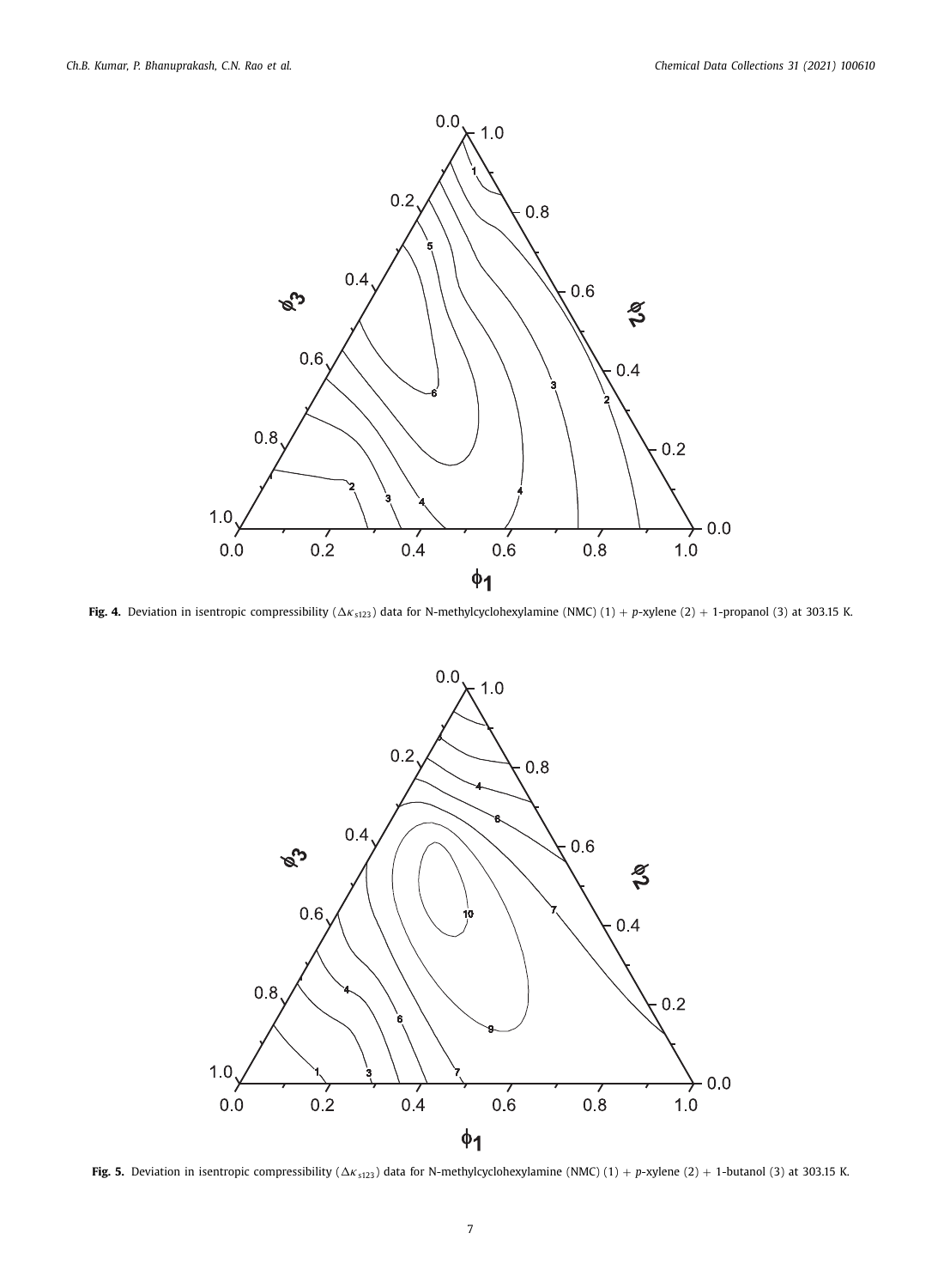**Fig. 4.** Deviation in isentropic compressibility ($\Delta\kappa_{s123}$) data for N-methylcyclohexylamine (NMC) (1) + *p*-xylene (2) + 1-propanol (3) at 303.15 K.

**Fig. 5.** Deviation in isentropic compressibility ($\Delta\kappa_{s123}$) data for N-methylcyclohexylamine (NMC) (1) + *p*-xylene (2) + 1-butanol (3) at 303.15 K.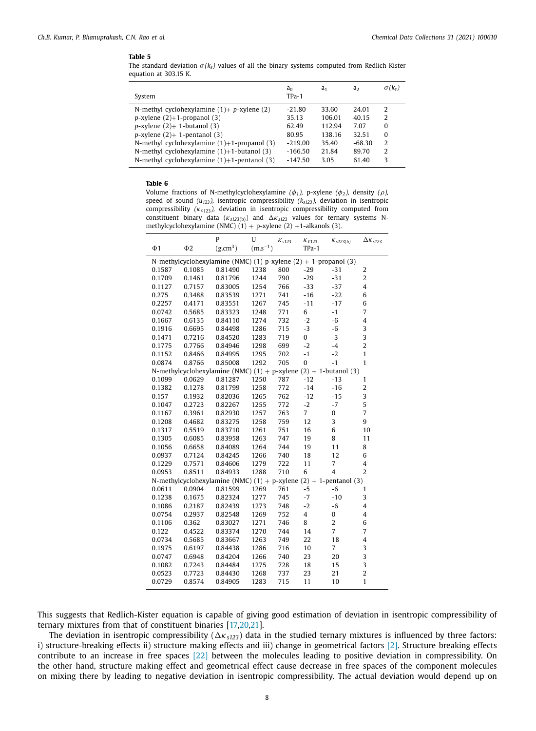**Table 5**

The standard deviation $\sigma(k_s)$ values of all the binary systems computed from Redlich-Kister equation at 303.15 K.

| System | $a_0$ TPa-1 | $a_1$ | $a_2$ | $\sigma(k_s)$ |
|---|---|---|---|---|
| N-methyl cyclohexylamine (1)+ *p*-xylene (2) | -21.80 | 33.60 | 24.01 | 2 |
| *p*-xylene (2)+1-propanol (3) | 35.13 | 106.01 | 40.15 | 2 |
| *p*-xylene (2)+ 1-butanol (3) | 62.49 | 112.94 | 7.07 | 0 |
| *p*-xylene (2)+ 1-pentanol (3) | 80.95 | 138.16 | 32.51 | 0 |
| N-methyl cyclohexylamine (1)+1-propanol (3) | -219.00 | 35.40 | -68.30 | 2 |
| N-methyl cyclohexylamine (1)+1-butanol (3) | -166.50 | 21.84 | 89.70 | 2 |
| N-methyl cyclohexylamine (1)+1-pentanol (3) | -147.50 | 3.05 | 61.40 | 3 |

**Table 6**

Volume fractions of N-methylcyclohexylamine $(\phi_1)$, p-xylene $(\phi_2)$, density $(\rho)$, speed of sound $(u_{123})$, isentropic compressibility $(k_{s123})$, deviation in isentropic compressibility $(\kappa_{s123})$, deviation in isentropic compressibility computed from constituent binary data $(\kappa_{s123(b)})$ and $\Delta\kappa_{s123}$ values for ternary systems N-methylcyclohexylamine (NMC) (1) + p-xylene (2) +1-alkanols (3).

| Φ1 | Φ2 | P (g.cm$^3$) | U (m.s$^{-1}$) | $\kappa_{s123}$ | $\kappa_{s123}$ TPa-1 | $\kappa_{s123(b)}$ | $\Delta\kappa_{s123}$ |
|---|---|---|---|---|---|---|---|
| N-methylcyclohexylamine (NMC) (1) p-xylene (2) + 1-propanol (3) | | | | | | | |
| 0.1587 | 0.1085 | 0.81490 | 1238 | 800 | -29 | -31 | 2 |
| 0.1709 | 0.1461 | 0.81796 | 1244 | 790 | -29 | -31 | 2 |
| 0.1127 | 0.7157 | 0.83005 | 1254 | 766 | -33 | -37 | 4 |
| 0.275 | 0.3488 | 0.83539 | 1271 | 741 | -16 | -22 | 6 |
| 0.2257 | 0.4171 | 0.83551 | 1267 | 745 | -11 | -17 | 6 |
| 0.0742 | 0.5685 | 0.83323 | 1248 | 771 | 6 | -1 | 7 |
| 0.1667 | 0.6135 | 0.84110 | 1274 | 732 | -2 | -6 | 4 |
| 0.1916 | 0.6695 | 0.84498 | 1286 | 715 | -3 | -6 | 3 |
| 0.1471 | 0.7216 | 0.84520 | 1283 | 719 | 0 | -3 | 3 |
| 0.1775 | 0.7766 | 0.84946 | 1298 | 699 | -2 | -4 | 2 |
| 0.1152 | 0.8466 | 0.84995 | 1295 | 702 | -1 | -2 | 1 |
| 0.0874 | 0.8766 | 0.85008 | 1292 | 705 | 0 | -1 | 1 |
| N-methylcyclohexylamine (NMC) (1) + p-xylene (2) + 1-butanol (3) | | | | | | | |
| 0.1099 | 0.0629 | 0.81287 | 1250 | 787 | -12 | -13 | 1 |
| 0.1382 | 0.1278 | 0.81799 | 1258 | 772 | -14 | -16 | 2 |
| 0.157 | 0.1932 | 0.82036 | 1265 | 762 | -12 | -15 | 3 |
| 0.1047 | 0.2723 | 0.82267 | 1255 | 772 | -2 | -7 | 5 |
| 0.1167 | 0.3961 | 0.82930 | 1257 | 763 | 7 | 0 | 7 |
| 0.1208 | 0.4682 | 0.83275 | 1258 | 759 | 12 | 3 | 9 |
| 0.1317 | 0.5519 | 0.83710 | 1261 | 751 | 16 | 6 | 10 |
| 0.1305 | 0.6085 | 0.83958 | 1263 | 747 | 19 | 8 | 11 |
| 0.1056 | 0.6658 | 0.84089 | 1264 | 744 | 19 | 11 | 8 |
| 0.0937 | 0.7124 | 0.84245 | 1266 | 740 | 18 | 12 | 6 |
| 0.1229 | 0.7571 | 0.84606 | 1279 | 722 | 11 | 7 | 4 |
| 0.0953 | 0.8511 | 0.84933 | 1288 | 710 | 6 | 4 | 2 |
| N-methylcyclohexylamine (NMC) (1) + p-xylene (2) + 1-pentanol (3) | | | | | | | |
| 0.0611 | 0.0904 | 0.81599 | 1269 | 761 | -5 | -6 | 1 |
| 0.1238 | 0.1675 | 0.82324 | 1277 | 745 | -7 | -10 | 3 |
| 0.1086 | 0.2187 | 0.82439 | 1273 | 748 | -2 | -6 | 4 |
| 0.0754 | 0.2937 | 0.82548 | 1269 | 752 | 4 | 0 | 4 |
| 0.1106 | 0.362 | 0.83027 | 1271 | 746 | 8 | 2 | 6 |
| 0.122 | 0.4522 | 0.83374 | 1270 | 744 | 14 | 7 | 7 |
| 0.0734 | 0.5685 | 0.83667 | 1263 | 749 | 22 | 18 | 4 |
| 0.1975 | 0.6197 | 0.84438 | 1286 | 716 | 10 | 7 | 3 |
| 0.0747 | 0.6948 | 0.84204 | 1266 | 740 | 23 | 20 | 3 |
| 0.1082 | 0.7243 | 0.84484 | 1275 | 728 | 18 | 15 | 3 |
| 0.0523 | 0.7723 | 0.84430 | 1268 | 737 | 23 | 21 | 2 |
| 0.0729 | 0.8574 | 0.84905 | 1283 | 715 | 11 | 10 | 1 |

This suggests that Redlich-Kister equation is capable of giving good estimation of deviation in isentropic compressibility of ternary mixtures from that of constituent binaries [17,20,21].

The deviation in isentropic compressibility ($\Delta\kappa_{s123}$) data in the studied ternary mixtures is influenced by three factors: i) structure-breaking effects ii) structure making effects and iii) change in geometrical factors [2]. Structure breaking effects contribute to an increase in free spaces [22] between the molecules leading to positive deviation in compressibility. On the other hand, structure making effect and geometrical effect cause decrease in free spaces of the component molecules on mixing there by leading to negative deviation in isentropic compressibility. The actual deviation would depend up on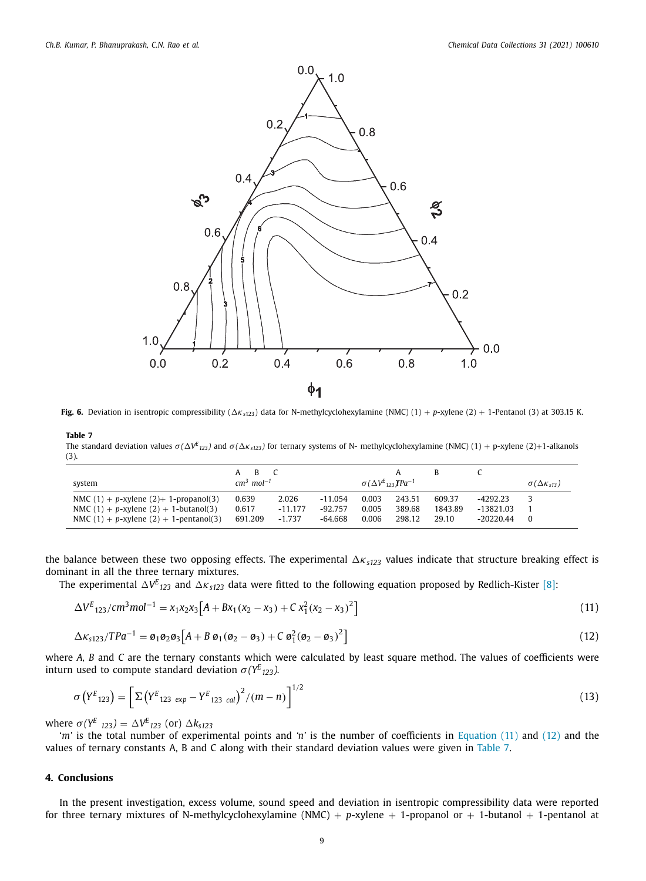**Fig. 6.** Deviation in isentropic compressibility ($\Delta\kappa_{s123}$) data for N-methylcyclohexylamine (NMC) (1) + *p*-xylene (2) + 1-Pentanol (3) at 303.15 K.

**Table 7**
The standard deviation values $\sigma(\Delta V^E_{123})$ and $\sigma(\Delta\kappa_{s123})$ for ternary systems of N- methylcyclohexylamine (NMC) (1) + p-xylene (2)+1-alkanols (3).

| system | A $cm^3\ mol^{-1}$ | B | C | $\sigma(\Delta V^E_{123})$ | A $TPa^{-1}$ | B | C | $\sigma(\Delta\kappa_{s13})$ |
|---|---|---|---|---|---|---|---|---|
| NMC (1) + *p*-xylene (2)+ 1-propanol(3) | 0.639 | 2.026 | -11.054 | 0.003 | 243.51 | 609.37 | -4292.23 | 3 |
| NMC (1) + *p*-xylene (2) + 1-butanol(3) | 0.617 | -11.177 | -92.757 | 0.005 | 389.68 | 1843.89 | -13821.03 | 1 |
| NMC (1) + *p*-xylene (2) + 1-pentanol(3) | 691.209 | -1.737 | -64.668 | 0.006 | 298.12 | 29.10 | -20220.44 | 0 |

the balance between these two opposing effects. The experimental $\Delta\kappa_{s123}$ values indicate that structure breaking effect is dominant in all the three ternary mixtures.

The experimental $\Delta V^E_{123}$ and $\Delta\kappa_{s123}$ data were fitted to the following equation proposed by Redlich-Kister [8]:

$$\Delta V^E{}_{123}/cm^3mol^{-1} = x_1x_2x_3\left[A + Bx_1(x_2 - x_3) + C\,x_1^2(x_2 - x_3)^2\right] \tag{11}$$

$$\Delta\kappa_{s123}/TPa^{-1} = \phi_1\phi_2\phi_3\left[A + B\,\phi_1(\phi_2 - \phi_3) + C\,\phi_1^2(\phi_2 - \phi_3)^2\right] \tag{12}$$

where *A, B* and *C* are the ternary constants which were calculated by least square method. The values of coefficients were inturn used to compute standard deviation $\sigma(Y^E{}_{123})$.

$$\sigma\left(Y^E{}_{123}\right) = \left[\Sigma\left(Y^E{}_{123\ exp} - Y^E{}_{123\ cal}\right)^2/(m-n)\right]^{1/2} \tag{13}$$

where $\sigma(Y^E{}_{123}) = \Delta V^E_{123}$ (or) $\Delta k_{s123}$

'*m*' is the total number of experimental points and '*n*' is the number of coefficients in Equation (11) and (12) and the values of ternary constants A, B and C along with their standard deviation values were given in Table 7.

## 4. Conclusions

In the present investigation, excess volume, sound speed and deviation in isentropic compressibility data were reported for three ternary mixtures of N-methylcyclohexylamine (NMC) + *p*-xylene + 1-propanol or + 1-butanol + 1-pentanol at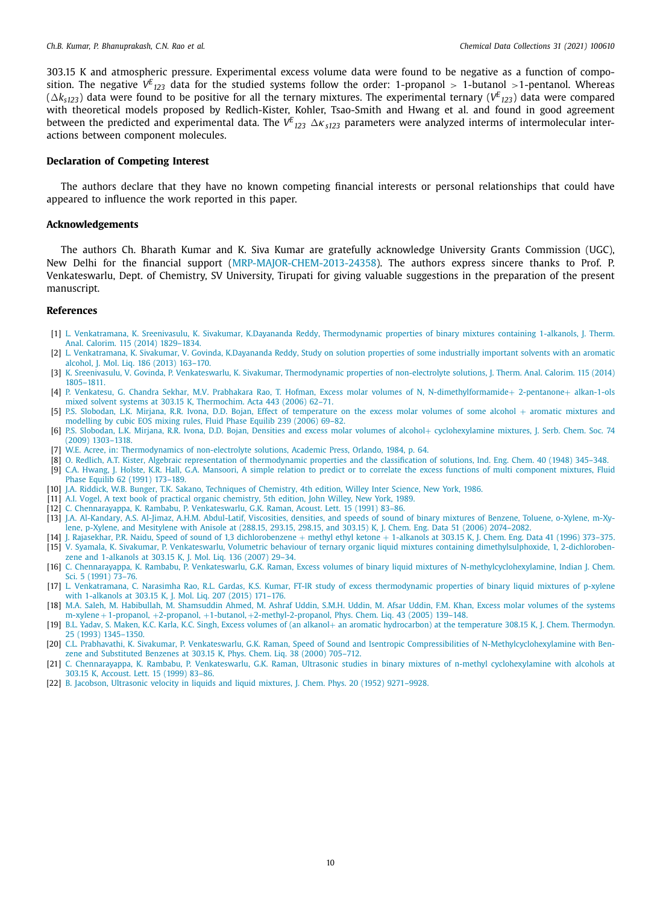303.15 K and atmospheric pressure. Experimental excess volume data were found to be negative as a function of composition. The negative $V^E_{123}$ data for the studied systems follow the order: 1-propanol > 1-butanol >1-pentanol. Whereas ($\Delta k_{s123}$) data were found to be positive for all the ternary mixtures. The experimental ternary ($V^E_{123}$) data were compared with theoretical models proposed by Redlich-Kister, Kohler, Tsao-Smith and Hwang et al. and found in good agreement between the predicted and experimental data. The $V^E_{123}$ $\Delta\kappa_{s123}$ parameters were analyzed interms of intermolecular interactions between component molecules.

## Declaration of Competing Interest

The authors declare that they have no known competing financial interests or personal relationships that could have appeared to influence the work reported in this paper.

## Acknowledgements

The authors Ch. Bharath Kumar and K. Siva Kumar are gratefully acknowledge University Grants Commission (UGC), New Delhi for the financial support (MRP-MAJOR-CHEM-2013-24358). The authors express sincere thanks to Prof. P. Venkateswarlu, Dept. of Chemistry, SV University, Tirupati for giving valuable suggestions in the preparation of the present manuscript.

## References

[1] L. Venkatramana, K. Sreenivasulu, K. Sivakumar, K.Dayananda Reddy, Thermodynamic properties of binary mixtures containing 1-alkanols, J. Therm. Anal. Calorim. 115 (2014) 1829–1834.

[2] L. Venkatramana, K. Sivakumar, V. Govinda, K.Dayananda Reddy, Study on solution properties of some industrially important solvents with an aromatic alcohol, J. Mol. Liq. 186 (2013) 163–170.

[3] K. Sreenivasulu, V. Govinda, P. Venkateswarlu, K. Sivakumar, Thermodynamic properties of non-electrolyte solutions, J. Therm. Anal. Calorim. 115 (2014) 1805–1811.

[4] P. Venkatesu, G. Chandra Sekhar, M.V. Prabhakara Rao, T. Hofman, Excess molar volumes of N, N-dimethylformamide+ 2-pentanone+ alkan-1-ols mixed solvent systems at 303.15 K, Thermochim. Acta 443 (2006) 62–71.

[5] P.S. Slobodan, L.K. Mirjana, R.R. Ivona, D.D. Bojan, Effect of temperature on the excess molar volumes of some alcohol + aromatic mixtures and modelling by cubic EOS mixing rules, Fluid Phase Equilib 239 (2006) 69–82.

[6] P.S. Slobodan, L.K. Mirjana, R.R. Ivona, D.D. Bojan, Densities and excess molar volumes of alcohol+ cyclohexylamine mixtures, J. Serb. Chem. Soc. 74 (2009) 1303–1318.

[7] W.E. Acree, in: Thermodynamics of non-electrolyte solutions, Academic Press, Orlando, 1984, p. 64.

[8] O. Redlich, A.T. Kister, Algebraic representation of thermodynamic properties and the classification of solutions, Ind. Eng. Chem. 40 (1948) 345–348.

[9] C.A. Hwang, J. Holste, K.R. Hall, G.A. Mansoori, A simple relation to predict or to correlate the excess functions of multi component mixtures, Fluid Phase Equilib 62 (1991) 173–189.

[10] J.A. Riddick, W.B. Bunger, T.K. Sakano, Techniques of Chemistry, 4th edition, Willey Inter Science, New York, 1986.

[11] A.I. Vogel, A text book of practical organic chemistry, 5th edition, John Willey, New York, 1989.

[12] C. Chennarayappa, K. Rambabu, P. Venkateswarlu, G.K. Raman, Acoust. Lett. 15 (1991) 83–86.

[13] J.A. Al-Kandary, A.S. Al-Jimaz, A.H.M. Abdul-Latif, Viscosities, densities, and speeds of sound of binary mixtures of Benzene, Toluene, o-Xylene, m-Xylene, p-Xylene, and Mesitylene with Anisole at (288.15, 293.15, 298.15, and 303.15) K, J. Chem. Eng. Data 51 (2006) 2074–2082.

[14] J. Rajasekhar, P.R. Naidu, Speed of sound of 1,3 dichlorobenzene + methyl ethyl ketone + 1-alkanols at 303.15 K, J. Chem. Eng. Data 41 (1996) 373–375.

[15] V. Syamala, K. Sivakumar, P. Venkateswarlu, Volumetric behaviour of ternary organic liquid mixtures containing dimethylsulphoxide, 1, 2-dichlorobenzene and 1-alkanols at 303.15 K, J. Mol. Liq. 136 (2007) 29–34.

[16] C. Chennarayappa, K. Rambabu, P. Venkateswarlu, G.K. Raman, Excess volumes of binary liquid mixtures of N-methylcyclohexylamine, Indian J. Chem. Sci. 5 (1991) 73–76.

[17] L. Venkatramana, C. Narasimha Rao, R.L. Gardas, K.S. Kumar, FT-IR study of excess thermodynamic properties of binary liquid mixtures of p-xylene with 1-alkanols at 303.15 K, J. Mol. Liq. 207 (2015) 171–176.

[18] M.A. Saleh, M. Habibullah, M. Shamsuddin Ahmed, M. Ashraf Uddin, S.M.H. Uddin, M. Afsar Uddin, F.M. Khan, Excess molar volumes of the systems m-xylene + 1-propanol, +2-propanol, +1-butanol, +2-methyl-2-propanol, Phys. Chem. Liq. 43 (2005) 139–148.

[19] B.L. Yadav, S. Maken, K.C. Karla, K.C. Singh, Excess volumes of (an alkanol+ an aromatic hydrocarbon) at the temperature 308.15 K, J. Chem. Thermodyn. 25 (1993) 1345–1350.

[20] C.L. Prabhavathi, K. Sivakumar, P. Venkateswarlu, G.K. Raman, Speed of Sound and Isentropic Compressibilities of N-Methylcyclohexylamine with Benzene and Substituted Benzenes at 303.15 K, Phys. Chem. Liq. 38 (2000) 705–712.

[21] C. Chennarayappa, K. Rambabu, P. Venkateswarlu, G.K. Raman, Ultrasonic studies in binary mixtures of n-methyl cyclohexylamine with alcohols at 303.15 K, Accoust. Lett. 15 (1999) 83–86.

[22] B. Jacobson, Ultrasonic velocity in liquids and liquid mixtures, J. Chem. Phys. 20 (1952) 9271–9928.